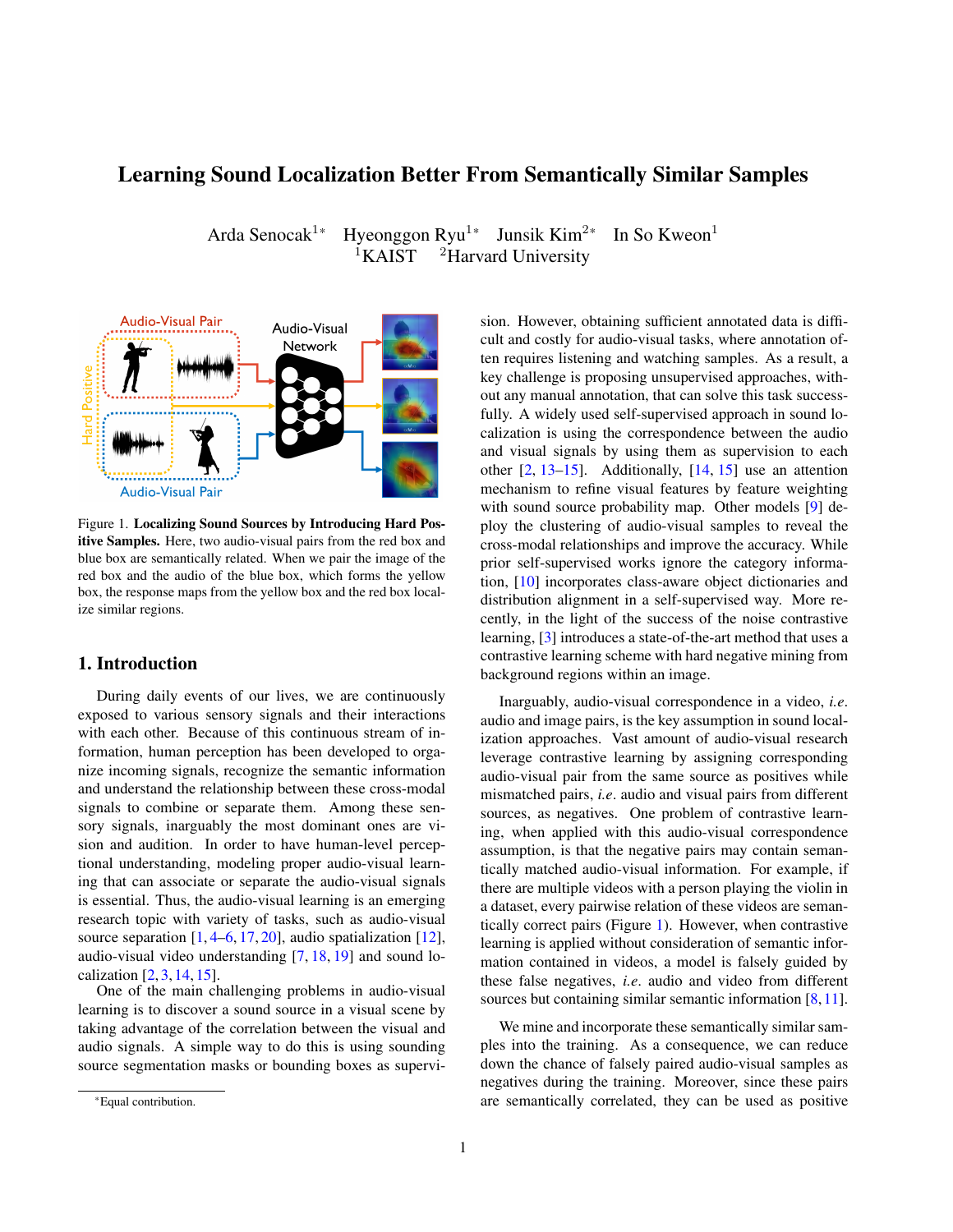# Learning Sound Localization Better From Semantically Similar Samples

Arda Senocak[1*] Hyeonggon Ryu[1*] Junsik Kim[2*] In So Kweon[1]
[1]KAIST [2]Harvard University

Figure 1. **Localizing Sound Sources by Introducing Hard Positive Samples.** Here, two audio-visual pairs from the red box and blue box are semantically related. When we pair the image of the red box and the audio of the blue box, which forms the yellow box, the response maps from the yellow box and the red box localize similar regions.

## 1. Introduction

During daily events of our lives, we are continuously exposed to various sensory signals and their interactions with each other. Because of this continuous stream of information, human perception has been developed to organize incoming signals, recognize the semantic information and understand the relationship between these cross-modal signals to combine or separate them. Among these sensory signals, inarguably the most dominant ones are vision and audition. In order to have human-level perceptional understanding, modeling proper audio-visual learning that can associate or separate the audio-visual signals is essential. Thus, the audio-visual learning is an emerging research topic with variety of tasks, such as audio-visual source separation [1, 4–6, 17, 20], audio spatialization [12], audio-visual video understanding [7, 18, 19] and sound localization [2, 3, 14, 15].

One of the main challenging problems in audio-visual learning is to discover a sound source in a visual scene by taking advantage of the correlation between the visual and audio signals. A simple way to do this is using sounding source segmentation masks or bounding boxes as supervision. However, obtaining sufficient annotated data is difficult and costly for audio-visual tasks, where annotation often requires listening and watching samples. As a result, a key challenge is proposing unsupervised approaches, without any manual annotation, that can solve this task successfully. A widely used self-supervised approach in sound localization is using the correspondence between the audio and visual signals by using them as supervision to each other [2, 13–15]. Additionally, [14, 15] use an attention mechanism to refine visual features by feature weighting with sound source probability map. Other models [9] deploy the clustering of audio-visual samples to reveal the cross-modal relationships and improve the accuracy. While prior self-supervised works ignore the category information, [10] incorporates class-aware object dictionaries and distribution alignment in a self-supervised way. More recently, in the light of the success of the noise contrastive learning, [3] introduces a state-of-the-art method that uses a contrastive learning scheme with hard negative mining from background regions within an image.

Inarguably, audio-visual correspondence in a video, *i.e.* audio and image pairs, is the key assumption in sound localization approaches. Vast amount of audio-visual research leverage contrastive learning by assigning corresponding audio-visual pair from the same source as positives while mismatched pairs, *i.e.* audio and visual pairs from different sources, as negatives. One problem of contrastive learning, when applied with this audio-visual correspondence assumption, is that the negative pairs may contain semantically matched audio-visual information. For example, if there are multiple videos with a person playing the violin in a dataset, every pairwise relation of these videos are semantically correct pairs (Figure 1). However, when contrastive learning is applied without consideration of semantic information contained in videos, a model is falsely guided by these false negatives, *i.e.* audio and video from different sources but containing similar semantic information [8, 11].

We mine and incorporate these semantically similar samples into the training. As a consequence, we can reduce down the chance of falsely paired audio-visual samples as negatives during the training. Moreover, since these pairs are semantically correlated, they can be used as positive

*Equal contribution.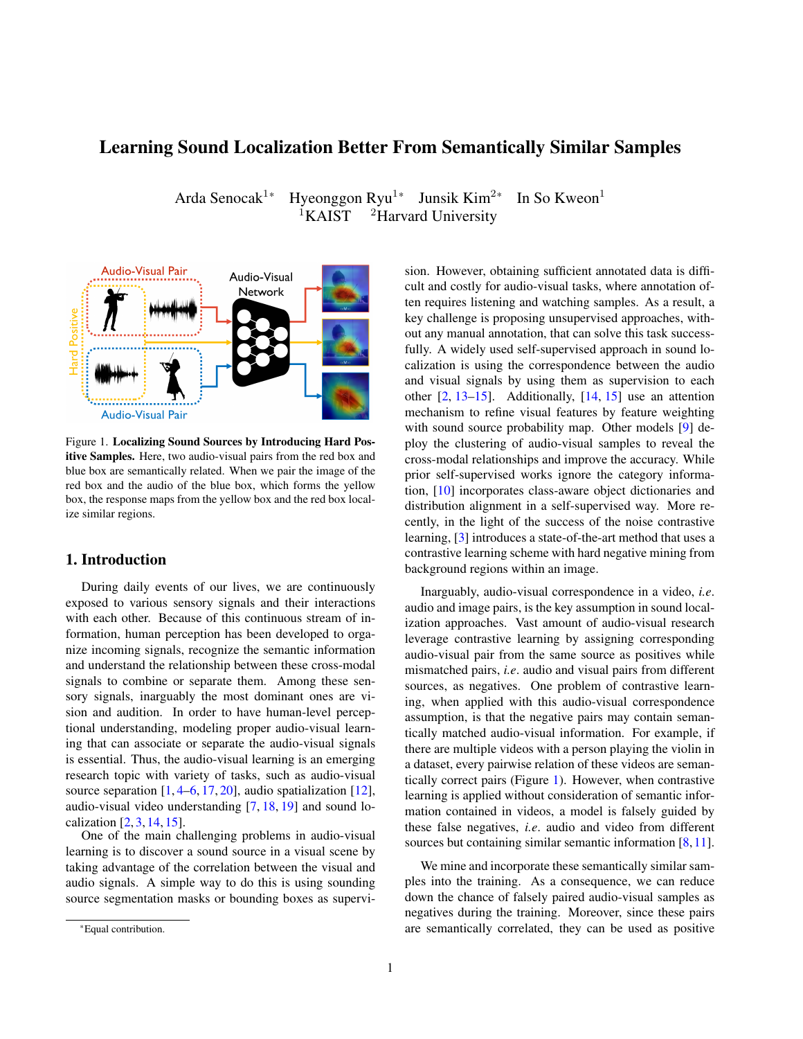# Learning Sound Localization Better From Semantically Similar Samples

Arda Senocak[1*] Hyeonggon Ryu[1*] Junsik Kim[2*] In So Kweon[1]
[1]KAIST [2]Harvard University

Figure 1. **Localizing Sound Sources by Introducing Hard Positive Samples.** Here, two audio-visual pairs from the red box and blue box are semantically related. When we pair the image of the red box and the audio of the blue box, which forms the yellow box, the response maps from the yellow box and the red box localize similar regions.

## 1. Introduction

During daily events of our lives, we are continuously exposed to various sensory signals and their interactions with each other. Because of this continuous stream of information, human perception has been developed to organize incoming signals, recognize the semantic information and understand the relationship between these cross-modal signals to combine or separate them. Among these sensory signals, inarguably the most dominant ones are vision and audition. In order to have human-level perceptional understanding, modeling proper audio-visual learning that can associate or separate the audio-visual signals is essential. Thus, the audio-visual learning is an emerging research topic with variety of tasks, such as audio-visual source separation [1, 4–6, 17, 20], audio spatialization [12], audio-visual video understanding [7, 18, 19] and sound localization [2, 3, 14, 15].

One of the main challenging problems in audio-visual learning is to discover a sound source in a visual scene by taking advantage of the correlation between the visual and audio signals. A simple way to do this is using sounding source segmentation masks or bounding boxes as supervision. However, obtaining sufficient annotated data is difficult and costly for audio-visual tasks, where annotation often requires listening and watching samples. As a result, a key challenge is proposing unsupervised approaches, without any manual annotation, that can solve this task successfully. A widely used self-supervised approach in sound localization is using the correspondence between the audio and visual signals by using them as supervision to each other [2, 13–15]. Additionally, [14, 15] use an attention mechanism to refine visual features by feature weighting with sound source probability map. Other models [9] deploy the clustering of audio-visual samples to reveal the cross-modal relationships and improve the accuracy. While prior self-supervised works ignore the category information, [10] incorporates class-aware object dictionaries and distribution alignment in a self-supervised way. More recently, in the light of the success of the noise contrastive learning, [3] introduces a state-of-the-art method that uses a contrastive learning scheme with hard negative mining from background regions within an image.

Inarguably, audio-visual correspondence in a video, *i.e.* audio and image pairs, is the key assumption in sound localization approaches. Vast amount of audio-visual research leverage contrastive learning by assigning corresponding audio-visual pair from the same source as positives while mismatched pairs, *i.e.* audio and visual pairs from different sources, as negatives. One problem of contrastive learning, when applied with this audio-visual correspondence assumption, is that the negative pairs may contain semantically matched audio-visual information. For example, if there are multiple videos with a person playing the violin in a dataset, every pairwise relation of these videos are semantically correct pairs (Figure 1). However, when contrastive learning is applied without consideration of semantic information contained in videos, a model is falsely guided by these false negatives, *i.e.* audio and video from different sources but containing similar semantic information [8, 11].

We mine and incorporate these semantically similar samples into the training. As a consequence, we can reduce down the chance of falsely paired audio-visual samples as negatives during the training. Moreover, since these pairs are semantically correlated, they can be used as positive

[*]Equal contribution.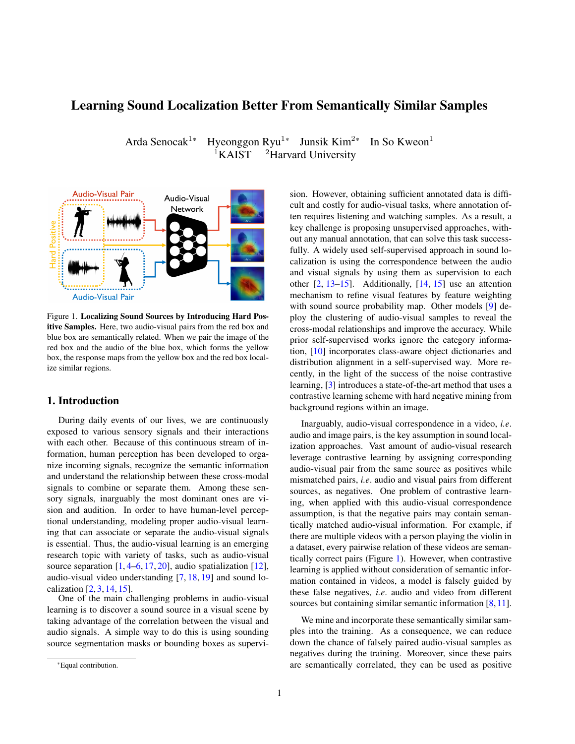# Learning Sound Localization Better From Semantically Similar Samples

Arda Senocak[1*] Hyeonggon Ryu[1*] Junsik Kim[2*] In So Kweon[1]
[1]KAIST [2]Harvard University

Figure 1. **Localizing Sound Sources by Introducing Hard Positive Samples.** Here, two audio-visual pairs from the red box and blue box are semantically related. When we pair the image of the red box and the audio of the blue box, which forms the yellow box, the response maps from the yellow box and the red box localize similar regions.

## 1. Introduction

During daily events of our lives, we are continuously exposed to various sensory signals and their interactions with each other. Because of this continuous stream of information, human perception has been developed to organize incoming signals, recognize the semantic information and understand the relationship between these cross-modal signals to combine or separate them. Among these sensory signals, inarguably the most dominant ones are vision and audition. In order to have human-level perceptional understanding, modeling proper audio-visual learning that can associate or separate the audio-visual signals is essential. Thus, the audio-visual learning is an emerging research topic with variety of tasks, such as audio-visual source separation [1, 4–6, 17, 20], audio spatialization [12], audio-visual video understanding [7, 18, 19] and sound localization [2, 3, 14, 15].

One of the main challenging problems in audio-visual learning is to discover a sound source in a visual scene by taking advantage of the correlation between the visual and audio signals. A simple way to do this is using sounding source segmentation masks or bounding boxes as supervision. However, obtaining sufficient annotated data is difficult and costly for audio-visual tasks, where annotation often requires listening and watching samples. As a result, a key challenge is proposing unsupervised approaches, without any manual annotation, that can solve this task successfully. A widely used self-supervised approach in sound localization is using the correspondence between the audio and visual signals by using them as supervision to each other [2, 13–15]. Additionally, [14, 15] use an attention mechanism to refine visual features by feature weighting with sound source probability map. Other models [9] deploy the clustering of audio-visual samples to reveal the cross-modal relationships and improve the accuracy. While prior self-supervised works ignore the category information, [10] incorporates class-aware object dictionaries and distribution alignment in a self-supervised way. More recently, in the light of the success of the noise contrastive learning, [3] introduces a state-of-the-art method that uses a contrastive learning scheme with hard negative mining from background regions within an image.

Inarguably, audio-visual correspondence in a video, *i.e.* audio and image pairs, is the key assumption in sound localization approaches. Vast amount of audio-visual research leverage contrastive learning by assigning corresponding audio-visual pair from the same source as positives while mismatched pairs, *i.e.* audio and visual pairs from different sources, as negatives. One problem of contrastive learning, when applied with this audio-visual correspondence assumption, is that the negative pairs may contain semantically matched audio-visual information. For example, if there are multiple videos with a person playing the violin in a dataset, every pairwise relation of these videos are semantically correct pairs (Figure 1). However, when contrastive learning is applied without consideration of semantic information contained in videos, a model is falsely guided by these false negatives, *i.e.* audio and video from different sources but containing similar semantic information [8, 11].

We mine and incorporate these semantically similar samples into the training. As a consequence, we can reduce down the chance of falsely paired audio-visual samples as negatives during the training. Moreover, since these pairs are semantically correlated, they can be used as positive

*Equal contribution.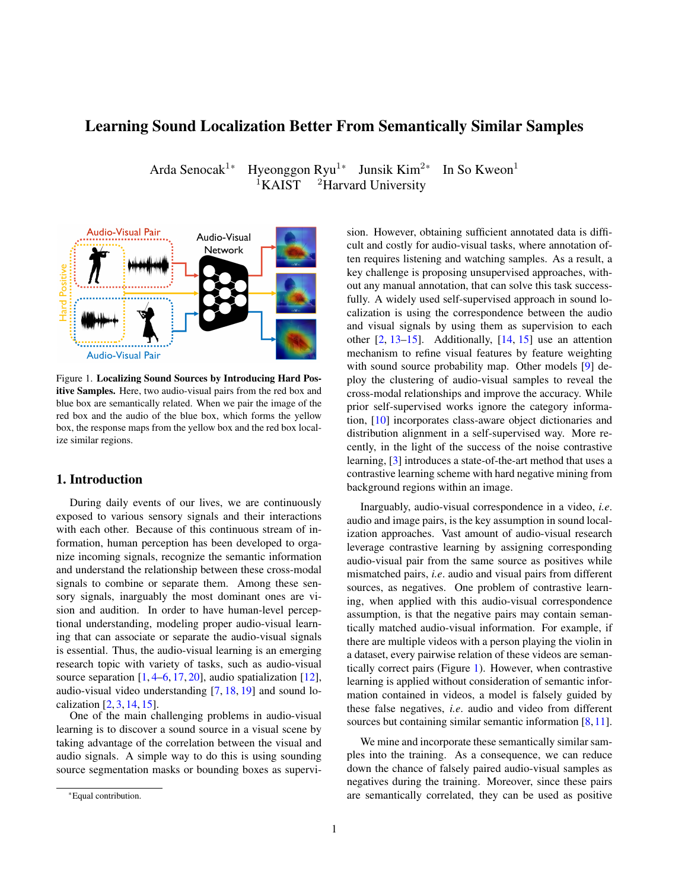# Learning Sound Localization Better From Semantically Similar Samples

Arda Senocak[1*] Hyeonggon Ryu[1*] Junsik Kim[2*] In So Kweon[1]
[1]KAIST [2]Harvard University

Figure 1. **Localizing Sound Sources by Introducing Hard Positive Samples.** Here, two audio-visual pairs from the red box and blue box are semantically related. When we pair the image of the red box and the audio of the blue box, which forms the yellow box, the response maps from the yellow box and the red box localize similar regions.

## 1. Introduction

During daily events of our lives, we are continuously exposed to various sensory signals and their interactions with each other. Because of this continuous stream of information, human perception has been developed to organize incoming signals, recognize the semantic information and understand the relationship between these cross-modal signals to combine or separate them. Among these sensory signals, inarguably the most dominant ones are vision and audition. In order to have human-level perceptional understanding, modeling proper audio-visual learning that can associate or separate the audio-visual signals is essential. Thus, the audio-visual learning is an emerging research topic with variety of tasks, such as audio-visual source separation [1, 4–6, 17, 20], audio spatialization [12], audio-visual video understanding [7, 18, 19] and sound localization [2, 3, 14, 15].

One of the main challenging problems in audio-visual learning is to discover a sound source in a visual scene by taking advantage of the correlation between the visual and audio signals. A simple way to do this is using sounding source segmentation masks or bounding boxes as supervision. However, obtaining sufficient annotated data is difficult and costly for audio-visual tasks, where annotation often requires listening and watching samples. As a result, a key challenge is proposing unsupervised approaches, without any manual annotation, that can solve this task successfully. A widely used self-supervised approach in sound localization is using the correspondence between the audio and visual signals by using them as supervision to each other [2, 13–15]. Additionally, [14, 15] use an attention mechanism to refine visual features by feature weighting with sound source probability map. Other models [9] deploy the clustering of audio-visual samples to reveal the cross-modal relationships and improve the accuracy. While prior self-supervised works ignore the category information, [10] incorporates class-aware object dictionaries and distribution alignment in a self-supervised way. More recently, in the light of the success of the noise contrastive learning, [3] introduces a state-of-the-art method that uses a contrastive learning scheme with hard negative mining from background regions within an image.

Inarguably, audio-visual correspondence in a video, *i.e.* audio and image pairs, is the key assumption in sound localization approaches. Vast amount of audio-visual research leverage contrastive learning by assigning corresponding audio-visual pair from the same source as positives while mismatched pairs, *i.e.* audio and visual pairs from different sources, as negatives. One problem of contrastive learning, when applied with this audio-visual correspondence assumption, is that the negative pairs may contain semantically matched audio-visual information. For example, if there are multiple videos with a person playing the violin in a dataset, every pairwise relation of these videos are semantically correct pairs (Figure 1). However, when contrastive learning is applied without consideration of semantic information contained in videos, a model is falsely guided by these false negatives, *i.e.* audio and video from different sources but containing similar semantic information [8, 11].

We mine and incorporate these semantically similar samples into the training. As a consequence, we can reduce down the chance of falsely paired audio-visual samples as negatives during the training. Moreover, since these pairs are semantically correlated, they can be used as positive

---

*Equal contribution.